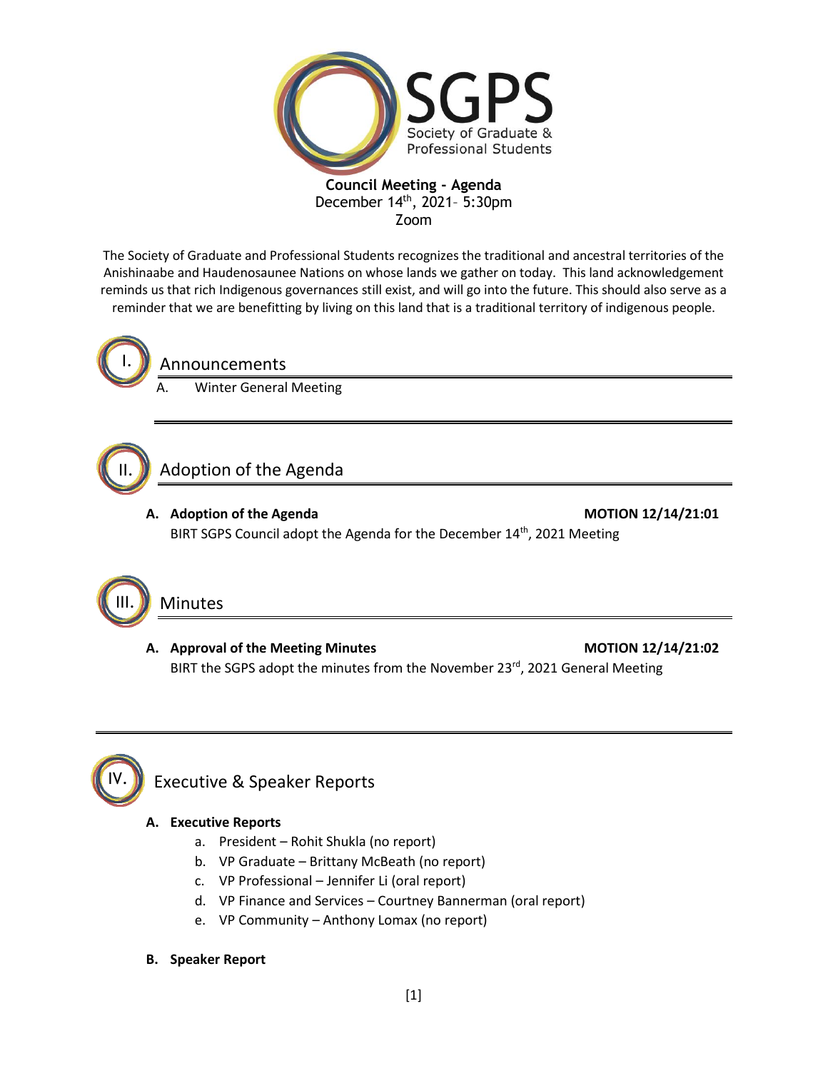SGPS

Society of Graduate & Professional Students

**Council Meeting - Agenda**

December 14th, 2021– 5:30pm

Zoom

The Society of Graduate and Professional Students recognizes the traditional and ancestral territories of the Anishinaabe and Haudenosaunee Nations on whose lands we gather on today. This land acknowledgement reminds us that rich Indigenous governances still exist, and will go into the future. This should also serve as a reminder that we are benefitting by living on this land that is a traditional territory of indigenous people.

## I. Announcements

A. Winter General Meeting

## II. Adoption of the Agenda

**A. Adoption of the Agenda** **MOTION 12/14/21:01**

BIRT SGPS Council adopt the Agenda for the December 14th, 2021 Meeting

## III. Minutes

**A. Approval of the Meeting Minutes** **MOTION 12/14/21:02**

BIRT the SGPS adopt the minutes from the November 23rd, 2021 General Meeting

## IV. Executive & Speaker Reports

**A. Executive Reports**

a. President – Rohit Shukla (no report)
b. VP Graduate – Brittany McBeath (no report)
c. VP Professional – Jennifer Li (oral report)
d. VP Finance and Services – Courtney Bannerman (oral report)
e. VP Community – Anthony Lomax (no report)

**B. Speaker Report**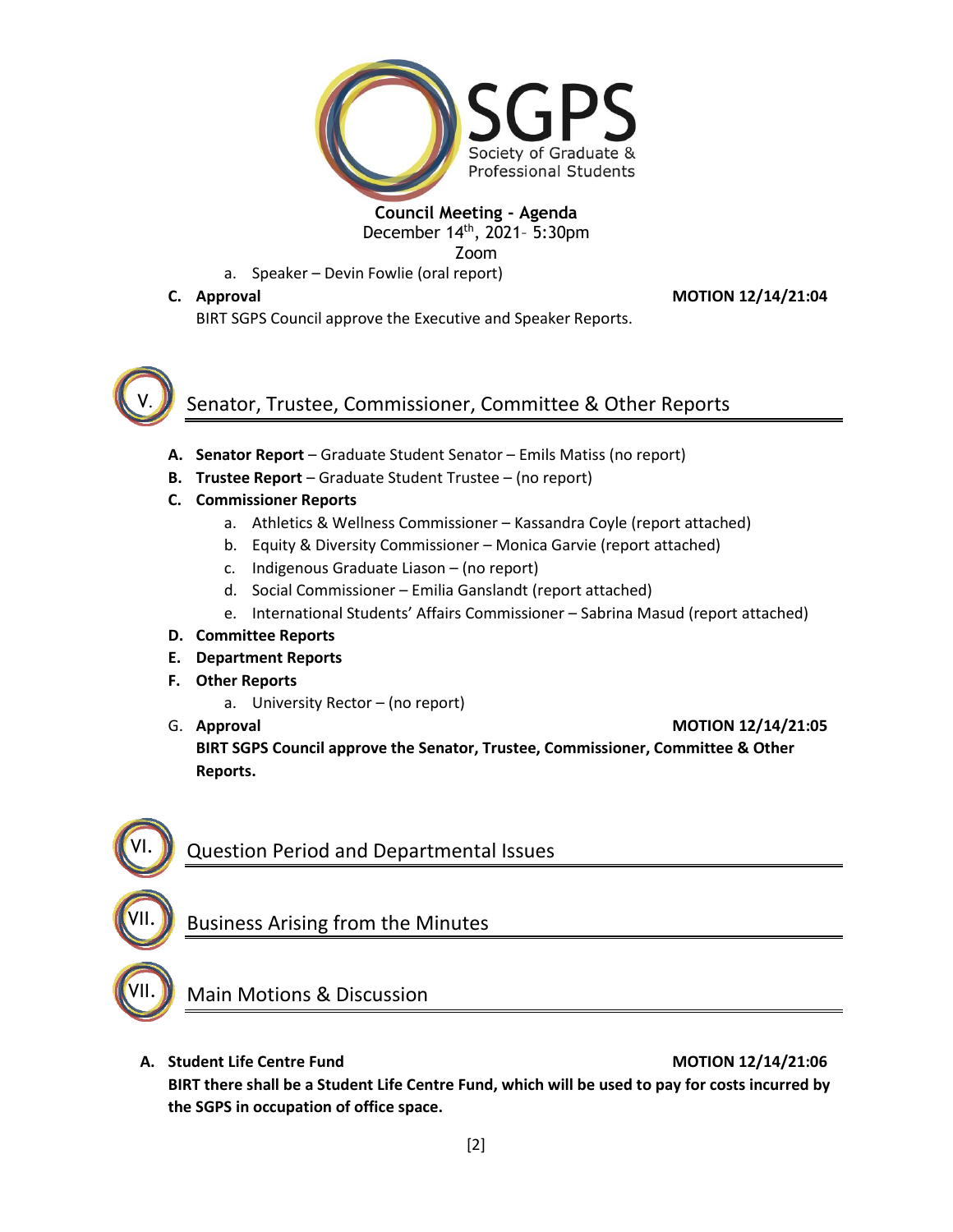**Council Meeting - Agenda**
December 14th, 2021– 5:30pm
Zoom

a. Speaker – Devin Fowlie (oral report)

**C. Approval** **MOTION 12/14/21:04**

BIRT SGPS Council approve the Executive and Speaker Reports.

## V. Senator, Trustee, Commissioner, Committee & Other Reports

**A. Senator Report** – Graduate Student Senator – Emils Matiss (no report)

**B. Trustee Report** – Graduate Student Trustee – (no report)

**C. Commissioner Reports**

a. Athletics & Wellness Commissioner – Kassandra Coyle (report attached)
b. Equity & Diversity Commissioner – Monica Garvie (report attached)
c. Indigenous Graduate Liason – (no report)
d. Social Commissioner – Emilia Ganslandt (report attached)
e. International Students' Affairs Commissioner – Sabrina Masud (report attached)

**D. Committee Reports**

**E. Department Reports**

**F. Other Reports**

a. University Rector – (no report)

G. **Approval** **MOTION 12/14/21:05**

**BIRT SGPS Council approve the Senator, Trustee, Commissioner, Committee & Other Reports.**

## VI. Question Period and Departmental Issues

## VII. Business Arising from the Minutes

## VII. Main Motions & Discussion

**A. Student Life Centre Fund** **MOTION 12/14/21:06**

**BIRT there shall be a Student Life Centre Fund, which will be used to pay for costs incurred by the SGPS in occupation of office space.**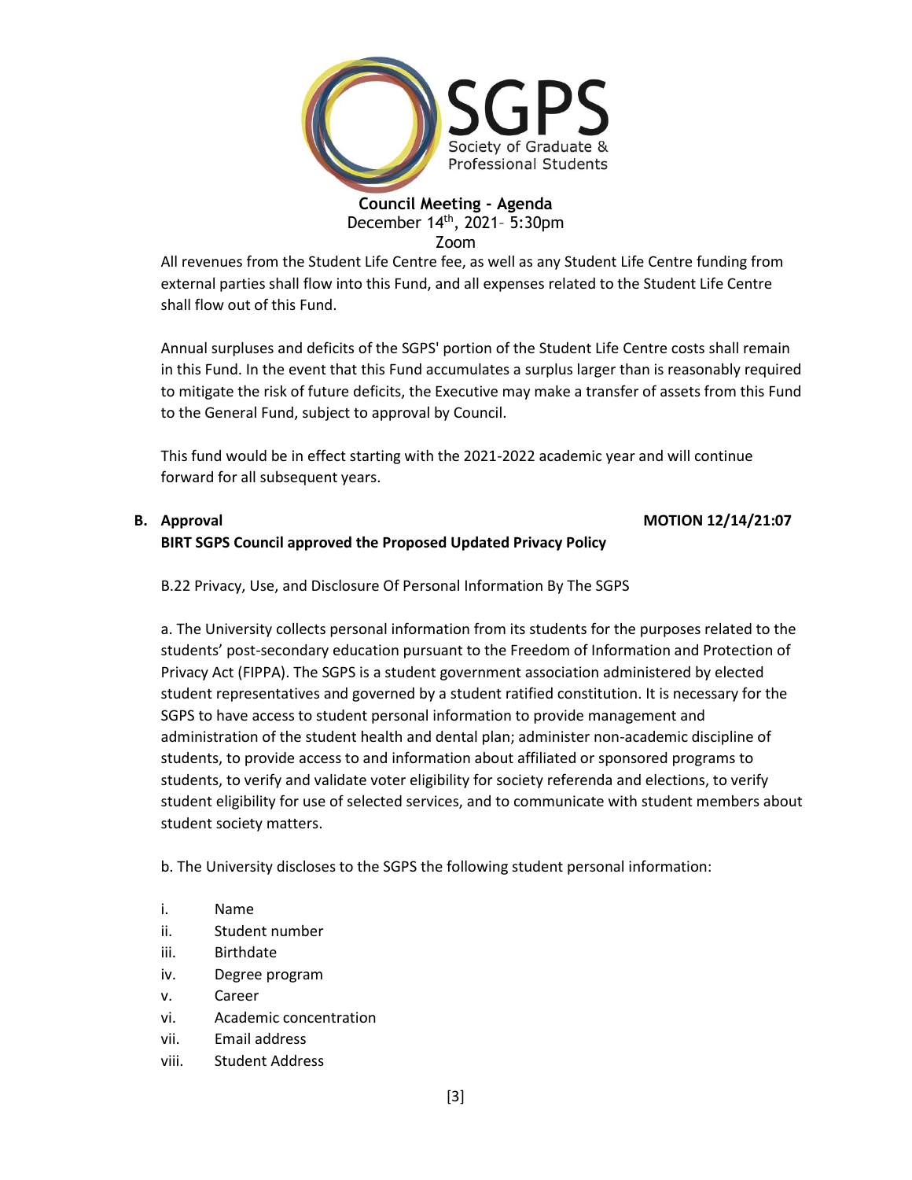All revenues from the Student Life Centre fee, as well as any Student Life Centre funding from external parties shall flow into this Fund, and all expenses related to the Student Life Centre shall flow out of this Fund.

Annual surpluses and deficits of the SGPS' portion of the Student Life Centre costs shall remain in this Fund. In the event that this Fund accumulates a surplus larger than is reasonably required to mitigate the risk of future deficits, the Executive may make a transfer of assets from this Fund to the General Fund, subject to approval by Council.

This fund would be in effect starting with the 2021-2022 academic year and will continue forward for all subsequent years.

**B. Approval** **MOTION 12/14/21:07**

**BIRT SGPS Council approved the Proposed Updated Privacy Policy**

B.22 Privacy, Use, and Disclosure Of Personal Information By The SGPS

a. The University collects personal information from its students for the purposes related to the students' post-secondary education pursuant to the Freedom of Information and Protection of Privacy Act (FIPPA). The SGPS is a student government association administered by elected student representatives and governed by a student ratified constitution. It is necessary for the SGPS to have access to student personal information to provide management and administration of the student health and dental plan; administer non-academic discipline of students, to provide access to and information about affiliated or sponsored programs to students, to verify and validate voter eligibility for society referenda and elections, to verify student eligibility for use of selected services, and to communicate with student members about student society matters.

b. The University discloses to the SGPS the following student personal information:

i. Name
ii. Student number
iii. Birthdate
iv. Degree program
v. Career
vi. Academic concentration
vii. Email address
viii. Student Address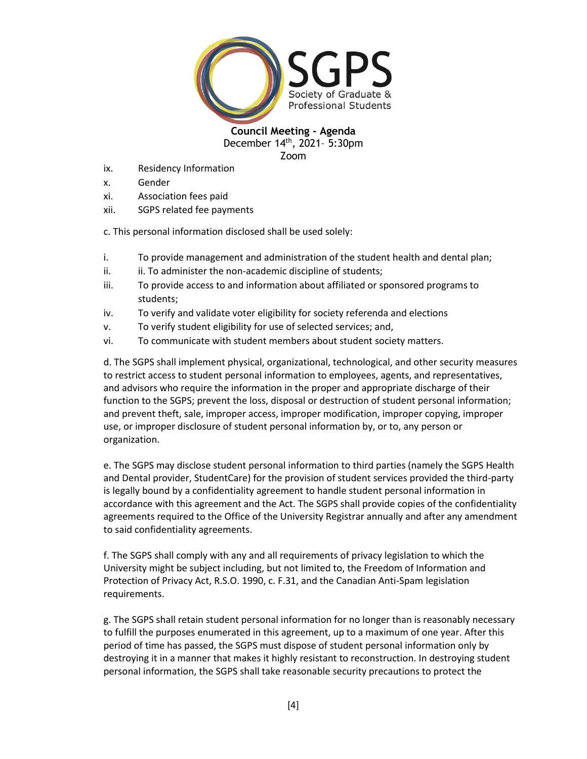ix. Residency Information
x. Gender
xi. Association fees paid
xii. SGPS related fee payments

c. This personal information disclosed shall be used solely:

i. To provide management and administration of the student health and dental plan;
ii. ii. To administer the non-academic discipline of students;
iii. To provide access to and information about affiliated or sponsored programs to students;
iv. To verify and validate voter eligibility for society referenda and elections
v. To verify student eligibility for use of selected services; and,
vi. To communicate with student members about student society matters.

d. The SGPS shall implement physical, organizational, technological, and other security measures to restrict access to student personal information to employees, agents, and representatives, and advisors who require the information in the proper and appropriate discharge of their function to the SGPS; prevent the loss, disposal or destruction of student personal information; and prevent theft, sale, improper access, improper modification, improper copying, improper use, or improper disclosure of student personal information by, or to, any person or organization.

e. The SGPS may disclose student personal information to third parties (namely the SGPS Health and Dental provider, StudentCare) for the provision of student services provided the third-party is legally bound by a confidentiality agreement to handle student personal information in accordance with this agreement and the Act. The SGPS shall provide copies of the confidentiality agreements required to the Office of the University Registrar annually and after any amendment to said confidentiality agreements.

f. The SGPS shall comply with any and all requirements of privacy legislation to which the University might be subject including, but not limited to, the Freedom of Information and Protection of Privacy Act, R.S.O. 1990, c. F.31, and the Canadian Anti-Spam legislation requirements.

g. The SGPS shall retain student personal information for no longer than is reasonably necessary to fulfill the purposes enumerated in this agreement, up to a maximum of one year. After this period of time has passed, the SGPS must dispose of student personal information only by destroying it in a manner that makes it highly resistant to reconstruction. In destroying student personal information, the SGPS shall take reasonable security precautions to protect the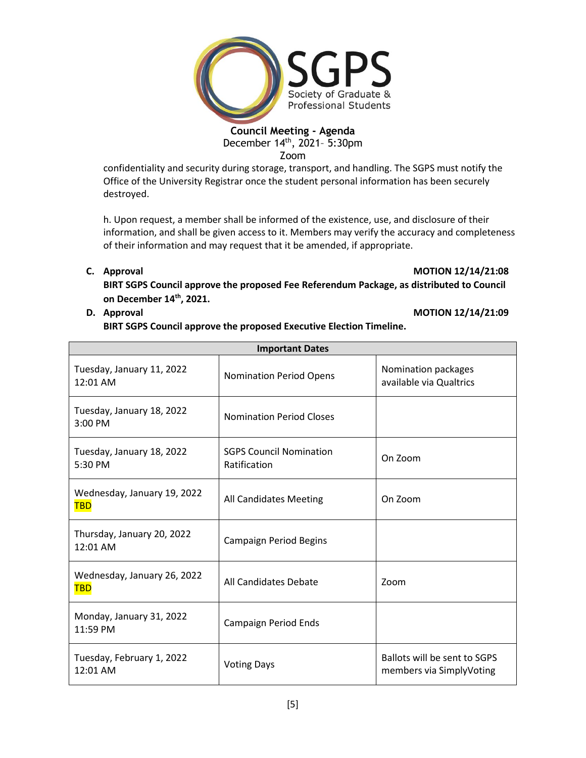confidentiality and security during storage, transport, and handling. The SGPS must notify the Office of the University Registrar once the student personal information has been securely destroyed.

h. Upon request, a member shall be informed of the existence, use, and disclosure of their information, and shall be given access to it. Members may verify the accuracy and completeness of their information and may request that it be amended, if appropriate.

C. **Approval** **MOTION 12/14/21:08**

**BIRT SGPS Council approve the proposed Fee Referendum Package, as distributed to Council on December 14th, 2021.**

D. **Approval** **MOTION 12/14/21:09**

**BIRT SGPS Council approve the proposed Executive Election Timeline.**

| **Important Dates** | | |
|---|---|---|
| Tuesday, January 11, 2022 12:01 AM | Nomination Period Opens | Nomination packages available via Qualtrics |
| Tuesday, January 18, 2022 3:00 PM | Nomination Period Closes | |
| Tuesday, January 18, 2022 5:30 PM | SGPS Council Nomination Ratification | On Zoom |
| Wednesday, January 19, 2022 TBD | All Candidates Meeting | On Zoom |
| Thursday, January 20, 2022 12:01 AM | Campaign Period Begins | |
| Wednesday, January 26, 2022 TBD | All Candidates Debate | Zoom |
| Monday, January 31, 2022 11:59 PM | Campaign Period Ends | |
| Tuesday, February 1, 2022 12:01 AM | Voting Days | Ballots will be sent to SGPS members via SimplyVoting |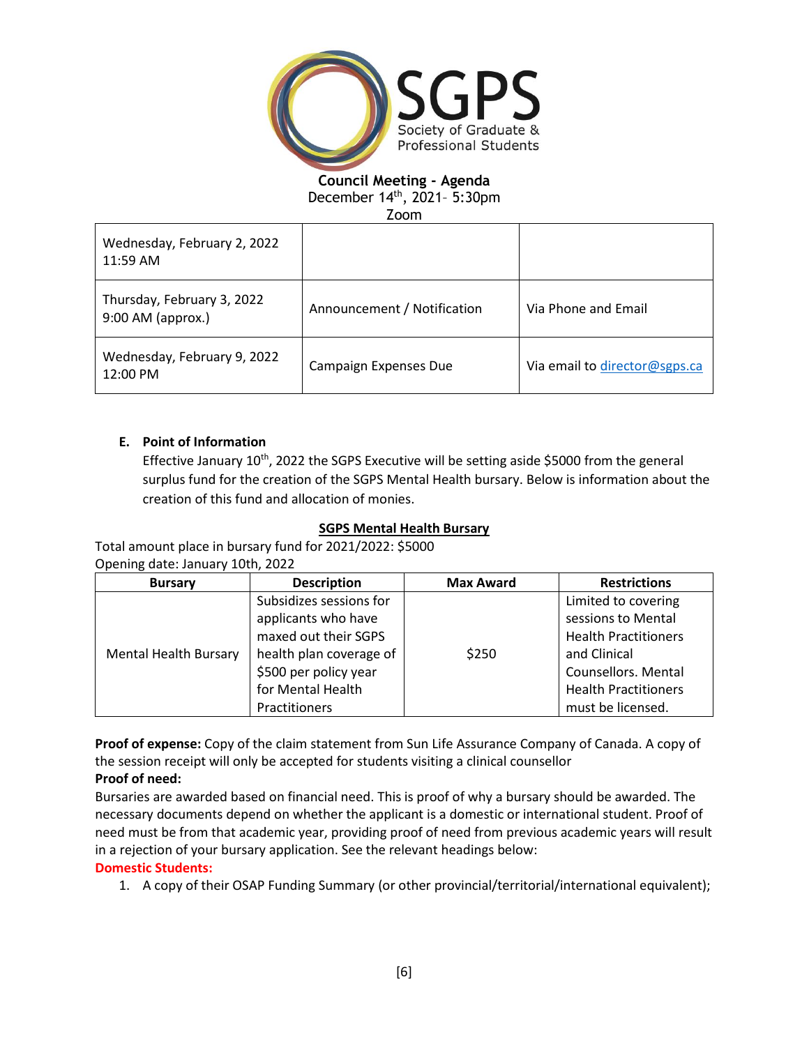**Council Meeting - Agenda**
December 14th, 2021– 5:30pm
Zoom

| Wednesday, February 2, 2022 11:59 AM | | |
|---|---|---|
| Thursday, February 3, 2022 9:00 AM (approx.) | Announcement / Notification | Via Phone and Email |
| Wednesday, February 9, 2022 12:00 PM | Campaign Expenses Due | Via email to director@sgps.ca |

**E. Point of Information**

Effective January 10th, 2022 the SGPS Executive will be setting aside $5000 from the general surplus fund for the creation of the SGPS Mental Health bursary. Below is information about the creation of this fund and allocation of monies.

**SGPS Mental Health Bursary**

Total amount place in bursary fund for 2021/2022: $5000
Opening date: January 10th, 2022

| Bursary | Description | Max Award | Restrictions |
|---|---|---|---|
| Mental Health Bursary | Subsidizes sessions for applicants who have maxed out their SGPS health plan coverage of $500 per policy year for Mental Health Practitioners | $250 | Limited to covering sessions to Mental Health Practitioners and Clinical Counsellors. Mental Health Practitioners must be licensed. |

**Proof of expense:** Copy of the claim statement from Sun Life Assurance Company of Canada. A copy of the session receipt will only be accepted for students visiting a clinical counsellor

**Proof of need:**

Bursaries are awarded based on financial need. This is proof of why a bursary should be awarded. The necessary documents depend on whether the applicant is a domestic or international student. Proof of need must be from that academic year, providing proof of need from previous academic years will result in a rejection of your bursary application. See the relevant headings below:

**Domestic Students:**

1. A copy of their OSAP Funding Summary (or other provincial/territorial/international equivalent);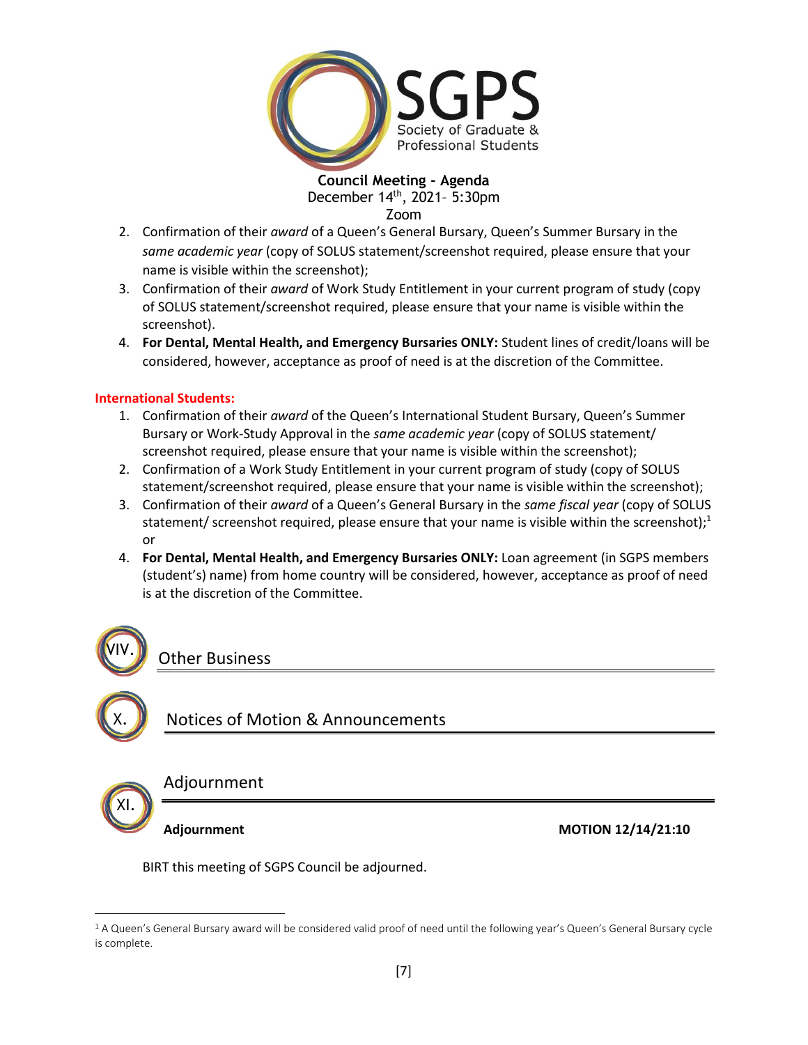**Council Meeting - Agenda**
December 14th, 2021– 5:30pm
Zoom

2. Confirmation of their *award* of a Queen's General Bursary, Queen's Summer Bursary in the *same academic year* (copy of SOLUS statement/screenshot required, please ensure that your name is visible within the screenshot);
3. Confirmation of their *award* of Work Study Entitlement in your current program of study (copy of SOLUS statement/screenshot required, please ensure that your name is visible within the screenshot).
4. **For Dental, Mental Health, and Emergency Bursaries ONLY:** Student lines of credit/loans will be considered, however, acceptance as proof of need is at the discretion of the Committee.

**International Students:**

1. Confirmation of their *award* of the Queen's International Student Bursary, Queen's Summer Bursary or Work-Study Approval in the *same academic year* (copy of SOLUS statement/ screenshot required, please ensure that your name is visible within the screenshot);
2. Confirmation of a Work Study Entitlement in your current program of study (copy of SOLUS statement/screenshot required, please ensure that your name is visible within the screenshot);
3. Confirmation of their *award* of a Queen's General Bursary in the *same fiscal year* (copy of SOLUS statement/ screenshot required, please ensure that your name is visible within the screenshot);[1] or
4. **For Dental, Mental Health, and Emergency Bursaries ONLY:** Loan agreement (in SGPS members (student's) name) from home country will be considered, however, acceptance as proof of need is at the discretion of the Committee.

## VIV. Other Business

## X. Notices of Motion & Announcements

## XI. Adjournment

**Adjournment** **MOTION 12/14/21:10**

BIRT this meeting of SGPS Council be adjourned.

[1] A Queen's General Bursary award will be considered valid proof of need until the following year's Queen's General Bursary cycle is complete.